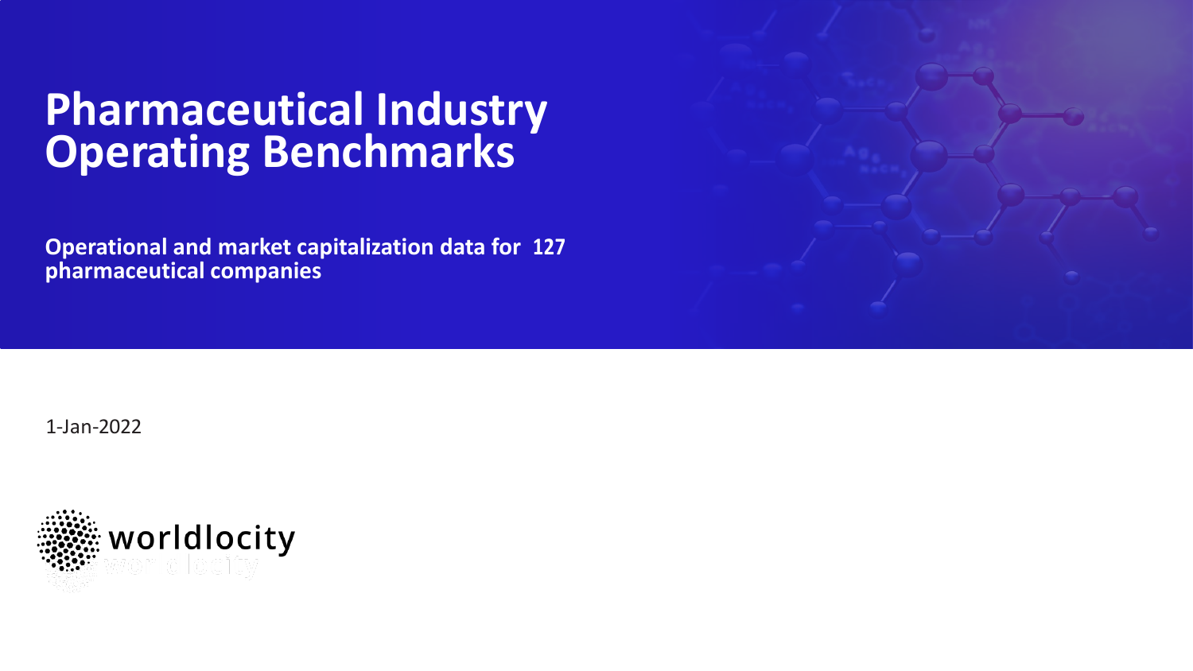# Pharmaceutical Industry Operating Benchmarks

**Operational and market capitalization data for 127 pharmaceutical companies**

1-Jan-2022

worldlocity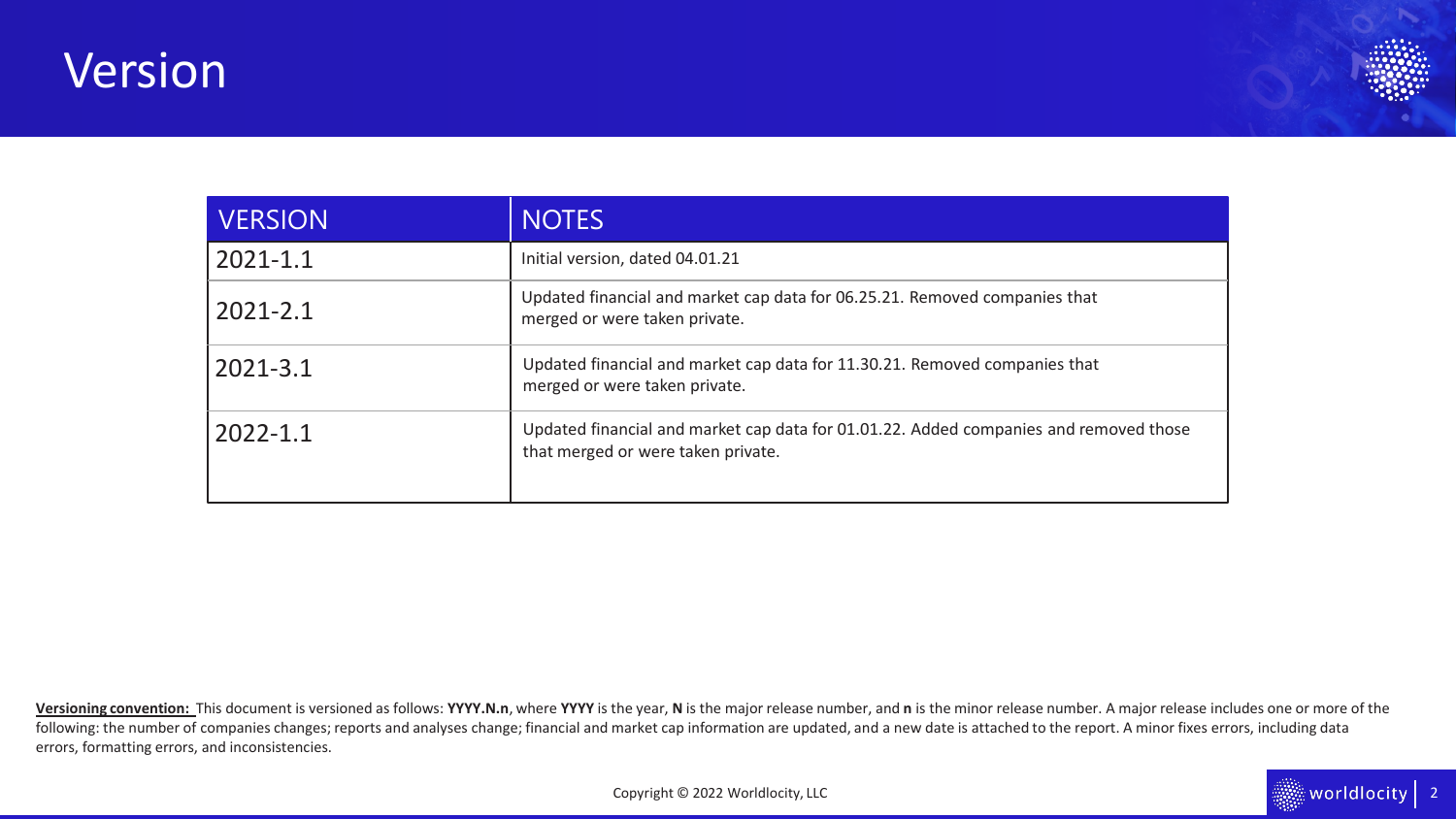# Version

| VERSION | NOTES |
|---|---|
| 2021-1.1 | Initial version, dated 04.01.21 |
| 2021-2.1 | Updated financial and market cap data for 06.25.21. Removed companies that merged or were taken private. |
| 2021-3.1 | Updated financial and market cap data for 11.30.21. Removed companies that merged or were taken private. |
| 2022-1.1 | Updated financial and market cap data for 01.01.22. Added companies and removed those that merged or were taken private. |

**Versioning convention:** This document is versioned as follows: **YYYY.N.n**, where **YYYY** is the year, **N** is the major release number, and **n** is the minor release number. A major release includes one or more of the following: the number of companies changes; reports and analyses change; financial and market cap information are updated, and a new date is attached to the report. A minor fixes errors, including data errors, formatting errors, and inconsistencies.

Copyright © 2022 Worldlocity, LLC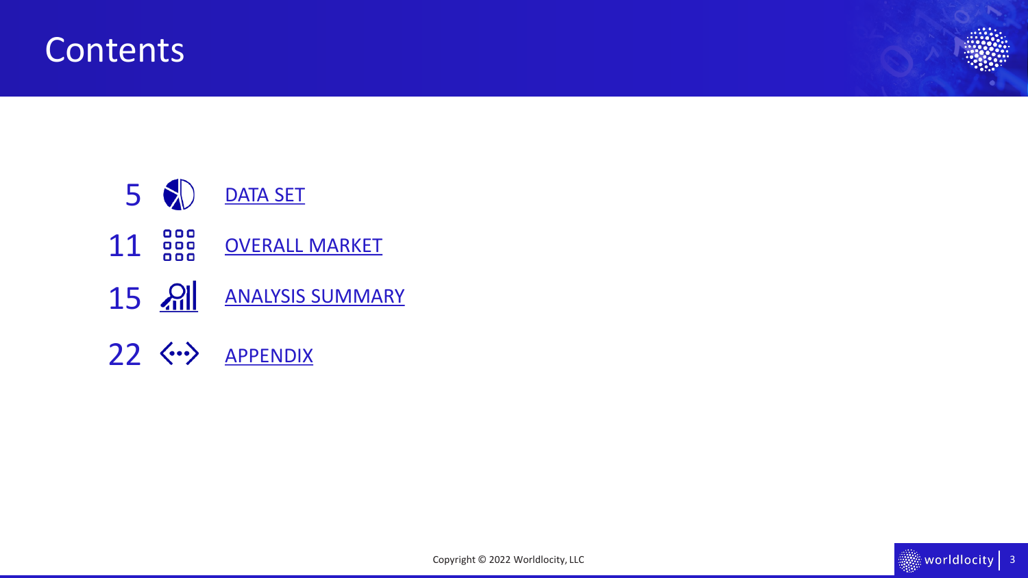# Contents

| Page | Section |
| --- | --- |
| 5 | DATA SET |
| 11 | OVERALL MARKET |
| 15 | ANALYSIS SUMMARY |
| 22 | APPENDIX |

Copyright © 2022 Worldlocity, LLC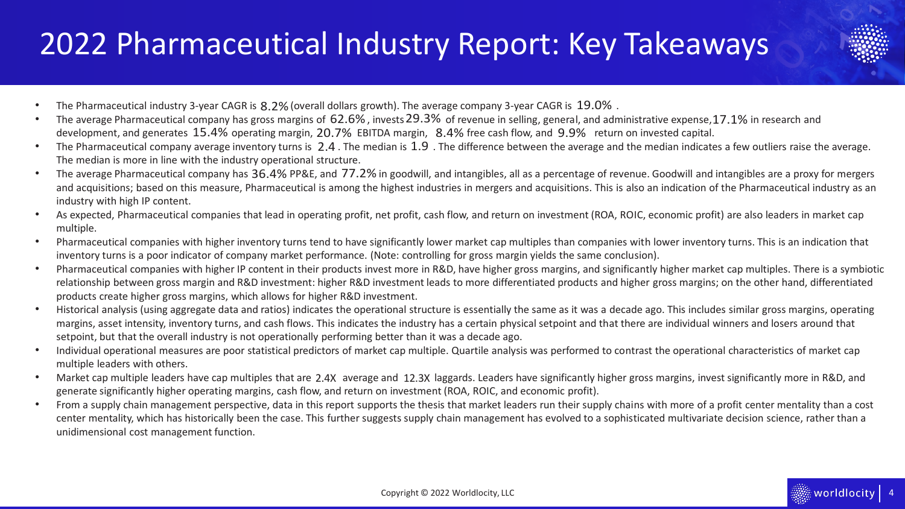# 2022 Pharmaceutical Industry Report: Key Takeaways

- The Pharmaceutical industry 3-year CAGR is 8.2% (overall dollars growth). The average company 3-year CAGR is 19.0% .
- The average Pharmaceutical company has gross margins of 62.6% , invests 29.3% of revenue in selling, general, and administrative expense, 17.1% in research and development, and generates 15.4% operating margin, 20.7% EBITDA margin, 8.4% free cash flow, and 9.9% return on invested capital.
- The Pharmaceutical company average inventory turns is 2.4 . The median is 1.9 . The difference between the average and the median indicates a few outliers raise the average. The median is more in line with the industry operational structure.
- The average Pharmaceutical company has 36.4% PP&E, and 77.2% in goodwill, and intangibles, all as a percentage of revenue. Goodwill and intangibles are a proxy for mergers and acquisitions; based on this measure, Pharmaceutical is among the highest industries in mergers and acquisitions. This is also an indication of the Pharmaceutical industry as an industry with high IP content.
- As expected, Pharmaceutical companies that lead in operating profit, net profit, cash flow, and return on investment (ROA, ROIC, economic profit) are also leaders in market cap multiple.
- Pharmaceutical companies with higher inventory turns tend to have significantly lower market cap multiples than companies with lower inventory turns. This is an indication that inventory turns is a poor indicator of company market performance. (Note: controlling for gross margin yields the same conclusion).
- Pharmaceutical companies with higher IP content in their products invest more in R&D, have higher gross margins, and significantly higher market cap multiples. There is a symbiotic relationship between gross margin and R&D investment: higher R&D investment leads to more differentiated products and higher gross margins; on the other hand, differentiated products create higher gross margins, which allows for higher R&D investment.
- Historical analysis (using aggregate data and ratios) indicates the operational structure is essentially the same as it was a decade ago. This includes similar gross margins, operating margins, asset intensity, inventory turns, and cash flows. This indicates the industry has a certain physical setpoint and that there are individual winners and losers around that setpoint, but that the overall industry is not operationally performing better than it was a decade ago.
- Individual operational measures are poor statistical predictors of market cap multiple. Quartile analysis was performed to contrast the operational characteristics of market cap multiple leaders with others.
- Market cap multiple leaders have cap multiples that are 2.4X average and 12.3X laggards. Leaders have significantly higher gross margins, invest significantly more in R&D, and generate significantly higher operating margins, cash flow, and return on investment (ROA, ROIC, and economic profit).
- From a supply chain management perspective, data in this report supports the thesis that market leaders run their supply chains with more of a profit center mentality than a cost center mentality, which has historically been the case. This further suggests supply chain management has evolved to a sophisticated multivariate decision science, rather than a unidimensional cost management function.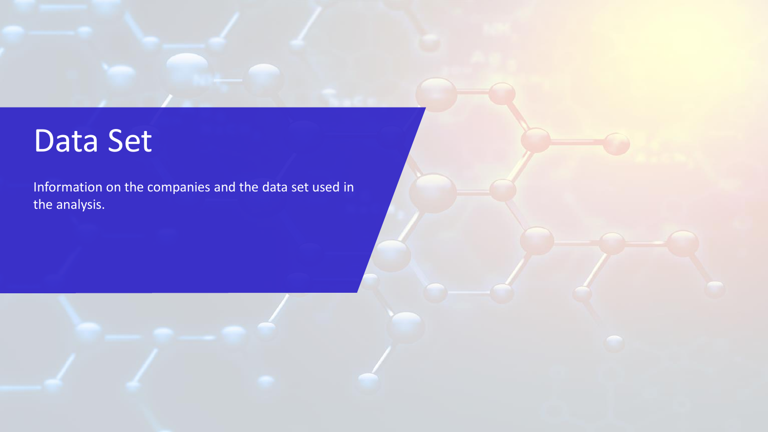# Data Set

Information on the companies and the data set used in the analysis.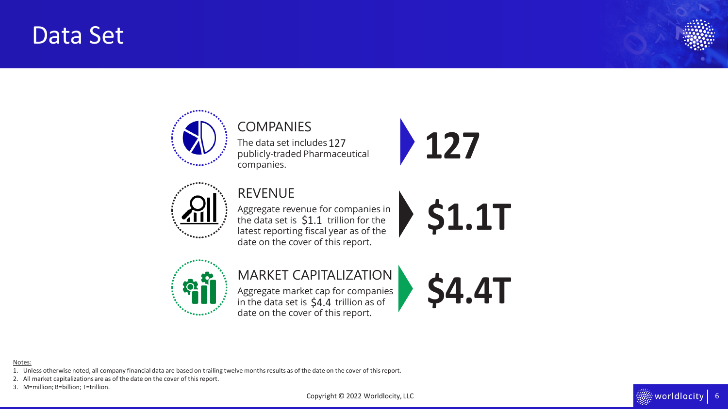# Data Set

### COMPANIES

The data set includes 127 publicly-traded Pharmaceutical companies.

**127**

### REVENUE

Aggregate revenue for companies in the data set is $1.1 trillion for the latest reporting fiscal year as of the date on the cover of this report.

**$1.1T**

### MARKET CAPITALIZATION

Aggregate market cap for companies in the data set is $4.4 trillion as of date on the cover of this report.

**$4.4T**

Notes:

1. Unless otherwise noted, all company financial data are based on trailing twelve months results as of the date on the cover of this report.
2. All market capitalizations are as of the date on the cover of this report.
3. M=million; B=billion; T=trillion.

Copyright © 2022 Worldlocity, LLC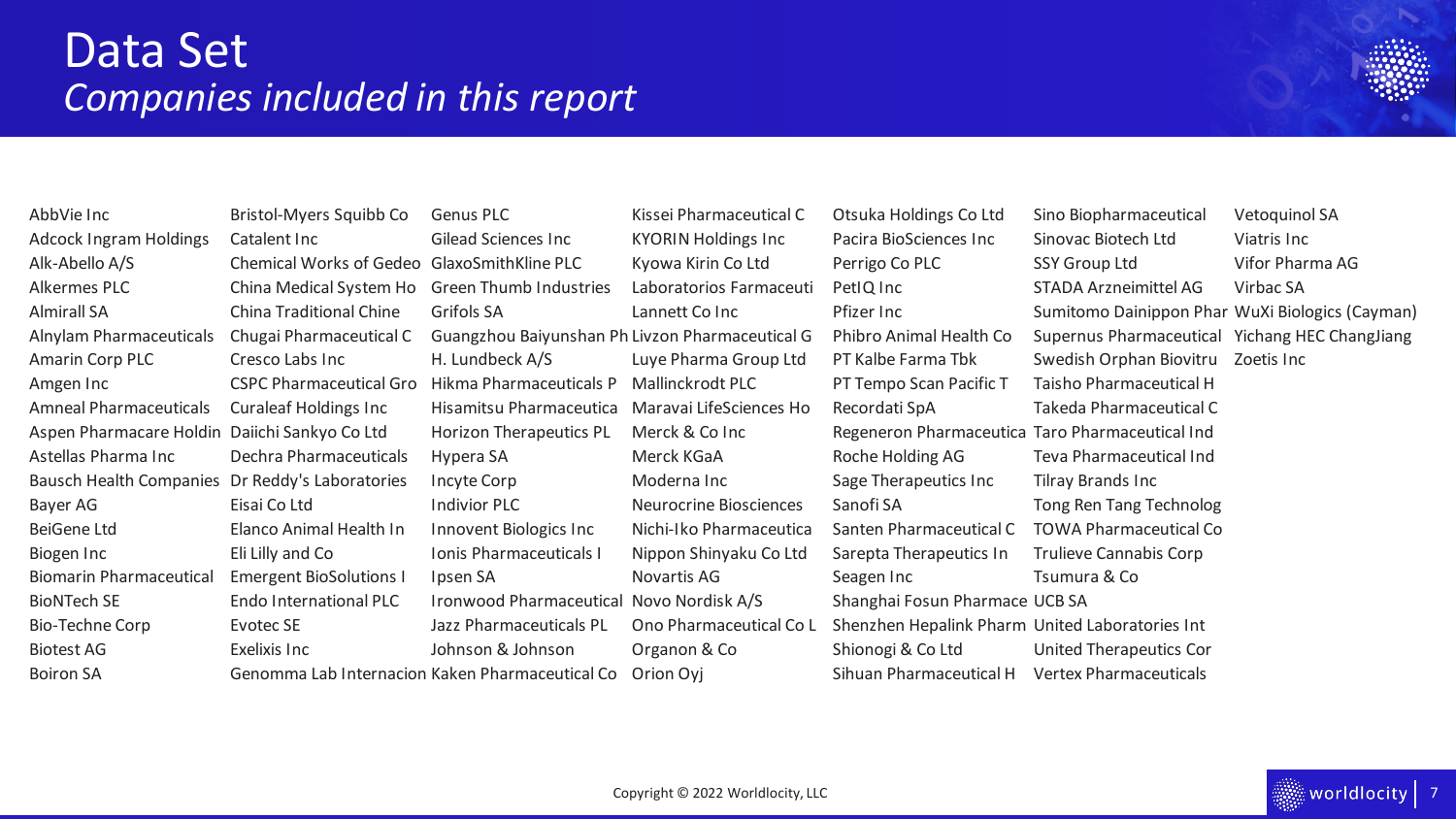# Data Set

## *Companies included in this report*

AbbVie Inc
Adcock Ingram Holdings
Alk-Abello A/S
Alkermes PLC
Almirall SA
Alnylam Pharmaceuticals
Amarin Corp PLC
Amgen Inc
Amneal Pharmaceuticals
Aspen Pharmacare Holdin
Astellas Pharma Inc
Bausch Health Companies
Bayer AG
BeiGene Ltd
Biogen Inc
Biomarin Pharmaceutical
BioNTech SE
Bio-Techne Corp
Biotest AG
Boiron SA
Bristol-Myers Squibb Co
Catalent Inc
Chemical Works of Gedeo
China Medical System Ho
China Traditional Chine
Chugai Pharmaceutical C
Cresco Labs Inc
CSPC Pharmaceutical Gro
Curaleaf Holdings Inc
Daiichi Sankyo Co Ltd
Dechra Pharmaceuticals
Dr Reddy's Laboratories
Eisai Co Ltd
Elanco Animal Health In
Eli Lilly and Co
Emergent BioSolutions I
Endo International PLC
Evotec SE
Exelixis Inc
Genomma Lab Internacion
Genus PLC
Gilead Sciences Inc
GlaxoSmithKline PLC
Green Thumb Industries
Grifols SA
Guangzhou Baiyunshan Ph
H. Lundbeck A/S
Hikma Pharmaceuticals P
Hisamitsu Pharmaceutica
Horizon Therapeutics PL
Hypera SA
Incyte Corp
Indivior PLC
Innovent Biologics Inc
Ionis Pharmaceuticals I
Ipsen SA
Ironwood Pharmaceutical
Jazz Pharmaceuticals PL
Johnson & Johnson
Kaken Pharmaceutical Co
Kissei Pharmaceutical C
KYORIN Holdings Inc
Kyowa Kirin Co Ltd
Laboratorios Farmaceuti
Lannett Co Inc
Livzon Pharmaceutical G
Luye Pharma Group Ltd
Mallinckrodt PLC
Maravai LifeSciences Ho
Merck & Co Inc
Merck KGaA
Moderna Inc
Neurocrine Biosciences
Nichi-Iko Pharmaceutica
Nippon Shinyaku Co Ltd
Novartis AG
Novo Nordisk A/S
Ono Pharmaceutical Co L
Organon & Co
Orion Oyj
Otsuka Holdings Co Ltd
Pacira BioSciences Inc
Perrigo Co PLC
PetIQ Inc
Pfizer Inc
Phibro Animal Health Co
PT Kalbe Farma Tbk
PT Tempo Scan Pacific T
Recordati SpA
Regeneron Pharmaceutica
Roche Holding AG
Sage Therapeutics Inc
Sanofi SA
Santen Pharmaceutical C
Sarepta Therapeutics In
Seagen Inc
Shanghai Fosun Pharmace
Shenzhen Hepalink Pharm
Shionogi & Co Ltd
Sihuan Pharmaceutical H
Sino Biopharmaceutical
Sinovac Biotech Ltd
SSY Group Ltd
STADA Arzneimittel AG
Sumitomo Dainippon Phar
Supernus Pharmaceutical
Swedish Orphan Biovitru
Taisho Pharmaceutical H
Takeda Pharmaceutical C
Taro Pharmaceutical Ind
Teva Pharmaceutical Ind
Tilray Brands Inc
Tong Ren Tang Technolog
TOWA Pharmaceutical Co
Trulieve Cannabis Corp
Tsumura & Co
UCB SA
United Laboratories Int
United Therapeutics Cor
Vertex Pharmaceuticals
Vetoquinol SA
Viatris Inc
Vifor Pharma AG
Virbac SA
WuXi Biologics (Cayman)
Yichang HEC ChangJiang
Zoetis Inc

Copyright © 2022 Worldlocity, LLC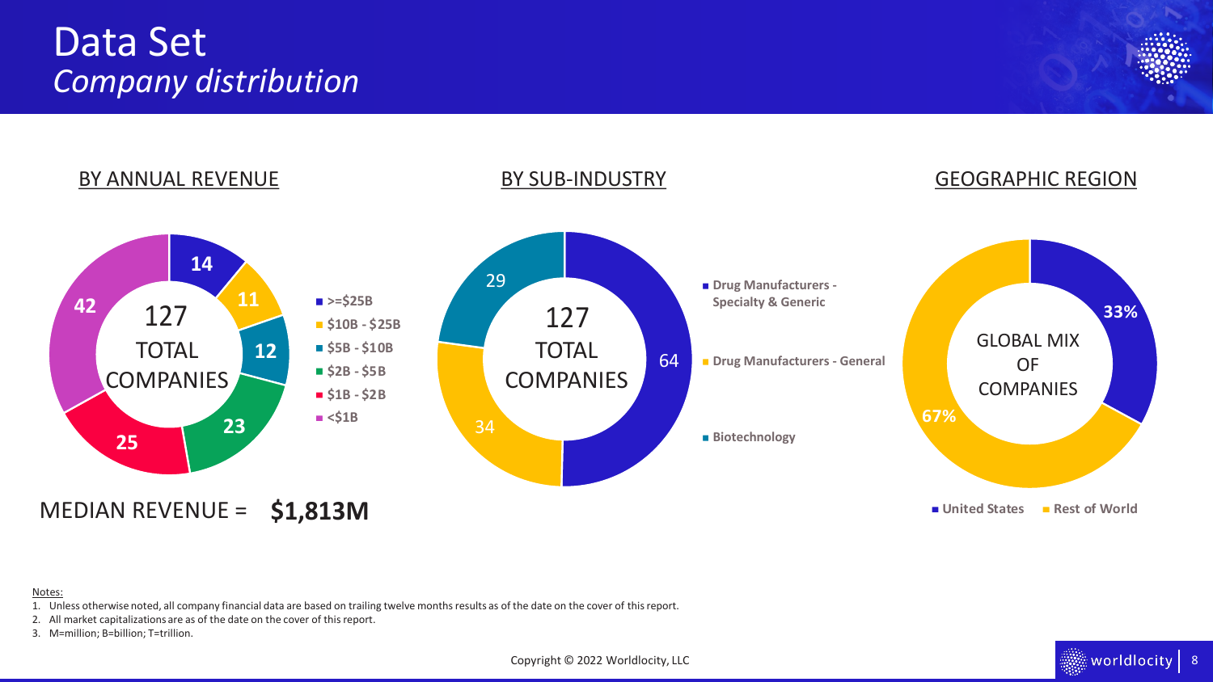# Data Set

## *Company distribution*

### BY ANNUAL REVENUE

127 TOTAL COMPANIES

| Annual Revenue | Companies |
| --- | --- |
| >=$25B | 14 |
| $10B - $25B | 11 |
| $5B - $10B | 12 |
| $2B - $5B | 23 |
| $1B - $2B | 25 |
| <$1B | 42 |

MEDIAN REVENUE = **$1,813M**

### BY SUB-INDUSTRY

127 TOTAL COMPANIES

| Sub-Industry | Companies |
| --- | --- |
| Drug Manufacturers - Specialty & Generic | 64 |
| Drug Manufacturers - General | 34 |
| Biotechnology | 29 |

### GEOGRAPHIC REGION

GLOBAL MIX OF COMPANIES

| Region | Share |
| --- | --- |
| United States | 33% |
| Rest of World | 67% |

Notes:

1. Unless otherwise noted, all company financial data are based on trailing twelve months results as of the date on the cover of this report.
2. All market capitalizations are as of the date on the cover of this report.
3. M=million; B=billion; T=trillion.

Copyright © 2022 Worldlocity, LLC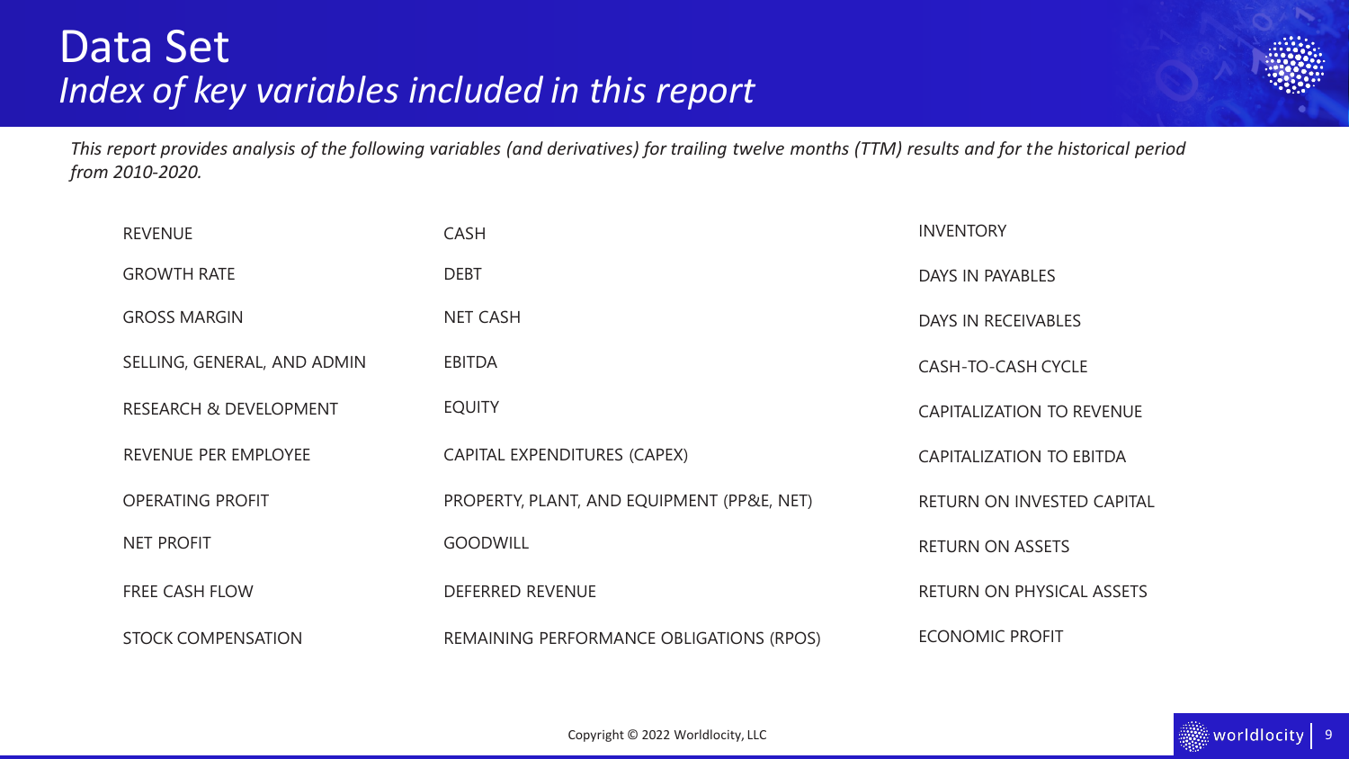# Data Set

## *Index of key variables included in this report*

*This report provides analysis of the following variables (and derivatives) for trailing twelve months (TTM) results and for the historical period from 2010-2020.*

| | | |
|---|---|---|
| REVENUE | CASH | INVENTORY |
| GROWTH RATE | DEBT | DAYS IN PAYABLES |
| GROSS MARGIN | NET CASH | DAYS IN RECEIVABLES |
| SELLING, GENERAL, AND ADMIN | EBITDA | CASH-TO-CASH CYCLE |
| RESEARCH & DEVELOPMENT | EQUITY | CAPITALIZATION TO REVENUE |
| REVENUE PER EMPLOYEE | CAPITAL EXPENDITURES (CAPEX) | CAPITALIZATION TO EBITDA |
| OPERATING PROFIT | PROPERTY, PLANT, AND EQUIPMENT (PP&E, NET) | RETURN ON INVESTED CAPITAL |
| NET PROFIT | GOODWILL | RETURN ON ASSETS |
| FREE CASH FLOW | DEFERRED REVENUE | RETURN ON PHYSICAL ASSETS |
| STOCK COMPENSATION | REMAINING PERFORMANCE OBLIGATIONS (RPOS) | ECONOMIC PROFIT |

Copyright © 2022 Worldlocity, LLC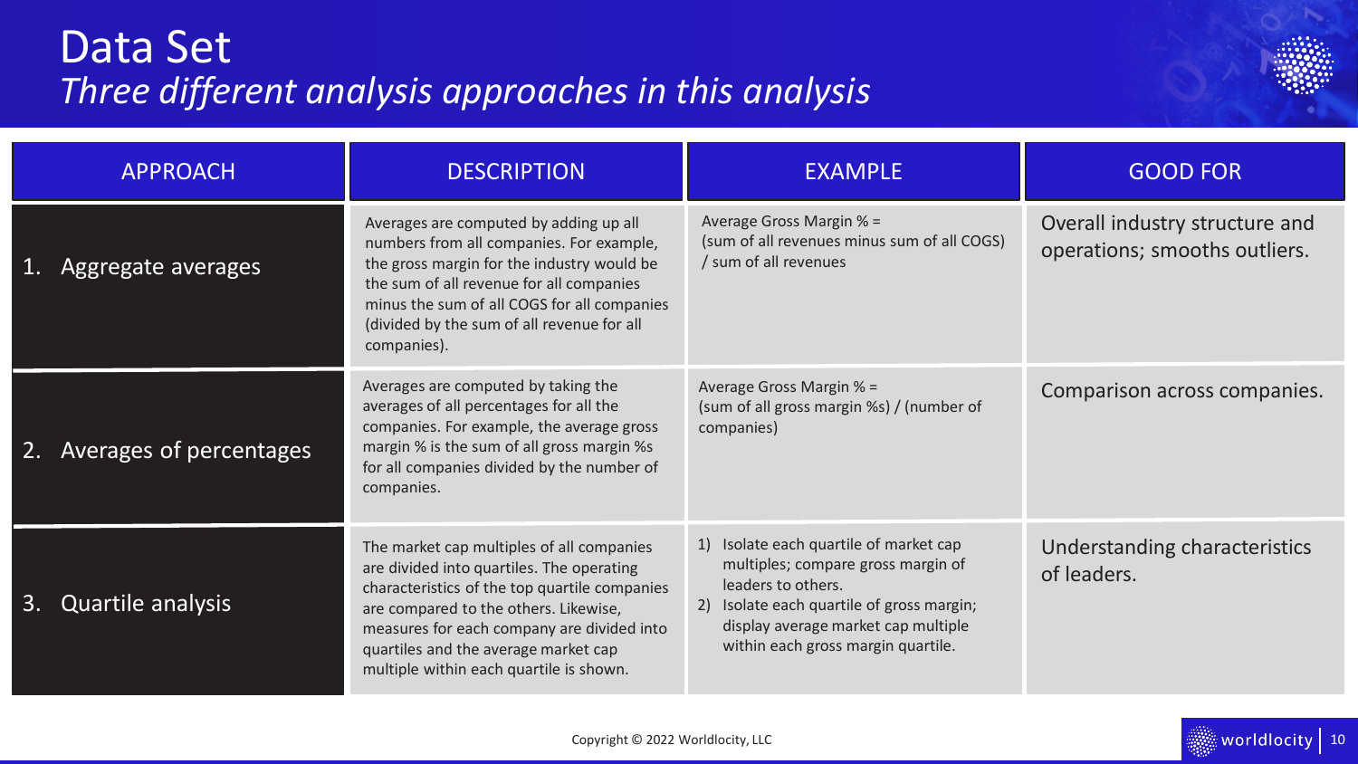# Data Set

*Three different analysis approaches in this analysis*

| APPROACH | DESCRIPTION | EXAMPLE | GOOD FOR |
|---|---|---|---|
| 1. Aggregate averages | Averages are computed by adding up all numbers from all companies. For example, the gross margin for the industry would be the sum of all revenue for all companies minus the sum of all COGS for all companies (divided by the sum of all revenue for all companies). | Average Gross Margin % = (sum of all revenues minus sum of all COGS) / sum of all revenues | Overall industry structure and operations; smooths outliers. |
| 2. Averages of percentages | Averages are computed by taking the averages of all percentages for all the companies. For example, the average gross margin % is the sum of all gross margin %s for all companies divided by the number of companies. | Average Gross Margin % = (sum of all gross margin %s) / (number of companies) | Comparison across companies. |
| 3. Quartile analysis | The market cap multiples of all companies are divided into quartiles. The operating characteristics of the top quartile companies are compared to the others. Likewise, measures for each company are divided into quartiles and the average market cap multiple within each quartile is shown. | 1) Isolate each quartile of market cap multiples; compare gross margin of leaders to others. 2) Isolate each quartile of gross margin; display average market cap multiple within each gross margin quartile. | Understanding characteristics of leaders. |

Copyright © 2022 Worldlocity, LLC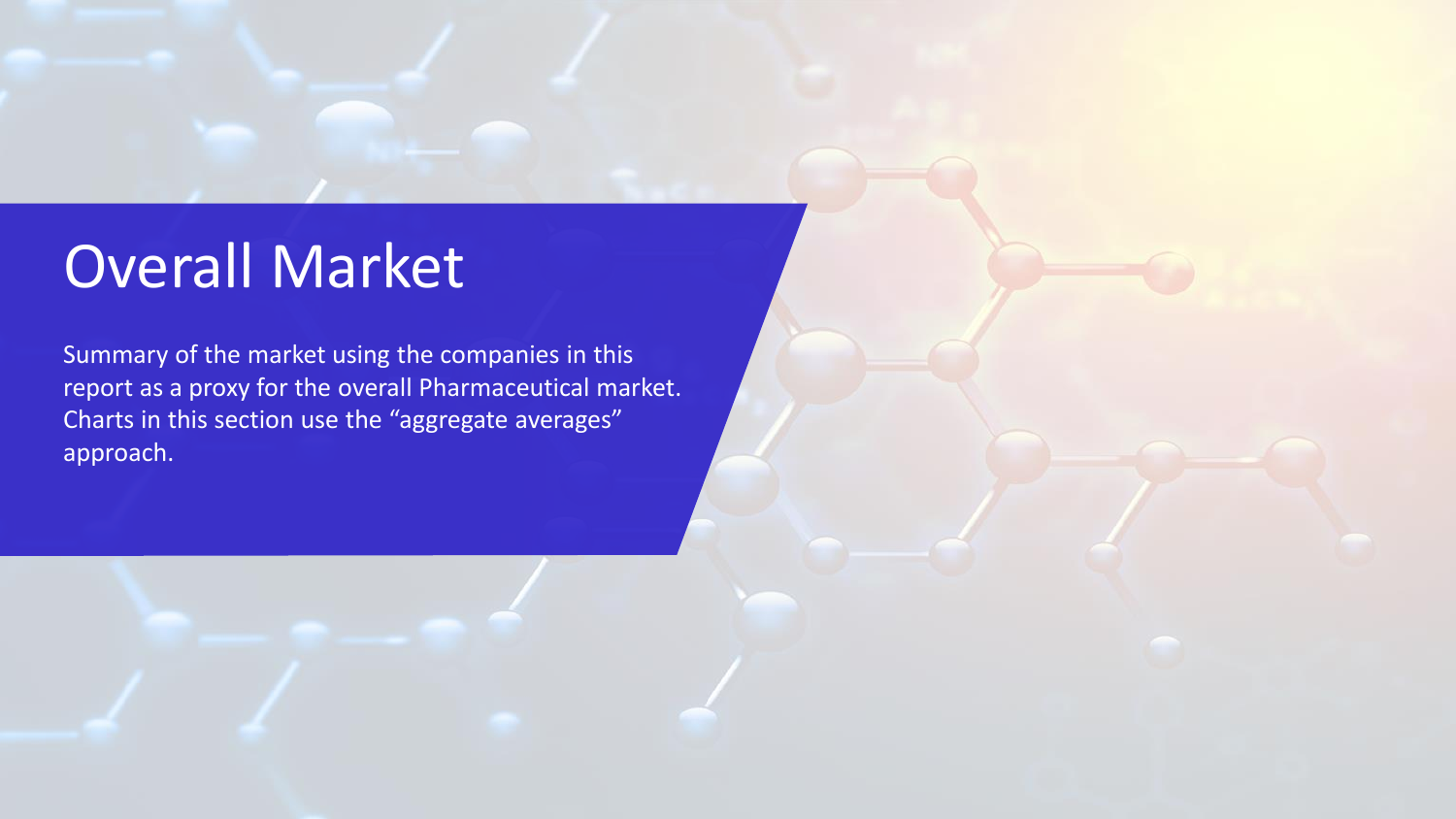# Overall Market

Summary of the market using the companies in this report as a proxy for the overall Pharmaceutical market. Charts in this section use the “aggregate averages” approach.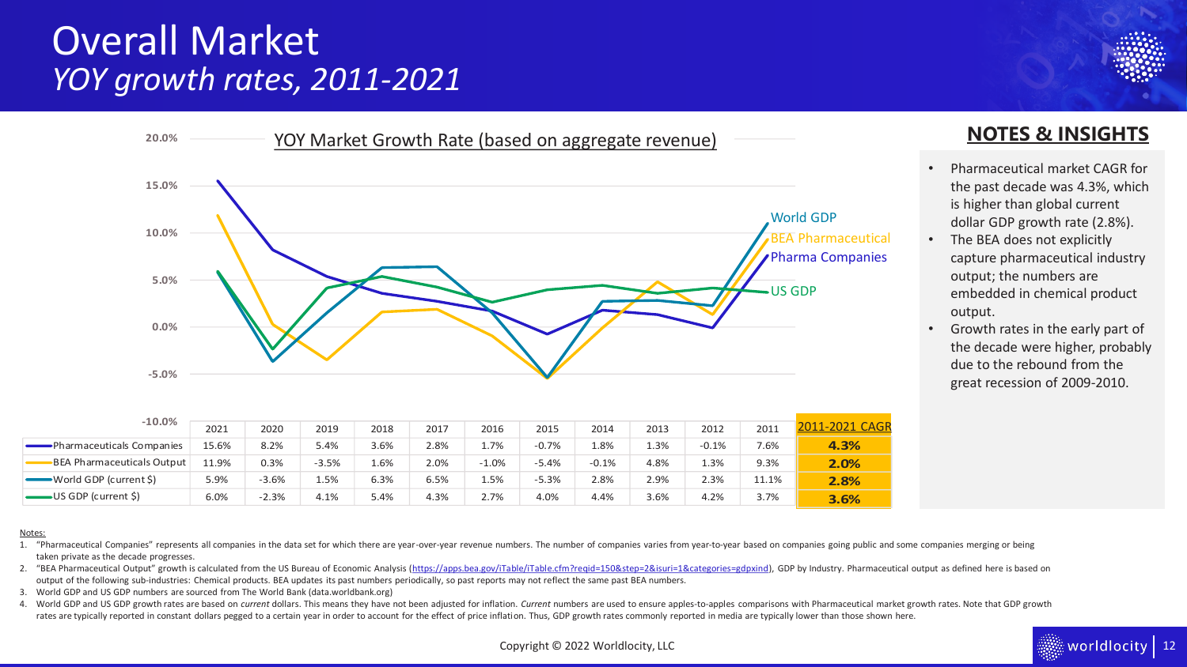# Overall Market

## *YOY growth rates, 2011-2021*

**YOY Market Growth Rate (based on aggregate revenue)**

| | 2021 | 2020 | 2019 | 2018 | 2017 | 2016 | 2015 | 2014 | 2013 | 2012 | 2011 | 2011-2021 CAGR |
|---|---|---|---|---|---|---|---|---|---|---|---|---|
| Pharmaceuticals Companies | 15.6% | 8.2% | 5.4% | 3.6% | 2.8% | 1.7% | -0.7% | 1.8% | 1.3% | -0.1% | 7.6% | **4.3%** |
| BEA Pharmaceuticals Output | 11.9% | 0.3% | -3.5% | 1.6% | 2.0% | -1.0% | -5.4% | -0.1% | 4.8% | 1.3% | 9.3% | **2.0%** |
| World GDP (current $) | 5.9% | -3.6% | 1.5% | 6.3% | 6.5% | 1.5% | -5.3% | 2.8% | 2.9% | 2.3% | 11.1% | **2.8%** |
| US GDP (current $) | 6.0% | -2.3% | 4.1% | 5.4% | 4.3% | 2.7% | 4.0% | 4.4% | 3.6% | 4.2% | 3.7% | **3.6%** |

### NOTES & INSIGHTS

- Pharmaceutical market CAGR for the past decade was 4.3%, which is higher than global current dollar GDP growth rate (2.8%).
- The BEA does not explicitly capture pharmaceutical industry output; the numbers are embedded in chemical product output.
- Growth rates in the early part of the decade were higher, probably due to the rebound from the great recession of 2009-2010.

Notes:

1. "Pharmaceutical Companies" represents all companies in the data set for which there are year-over-year revenue numbers. The number of companies varies from year-to-year based on companies going public and some companies merging or being taken private as the decade progresses.
2. "BEA Pharmaceutical Output" growth is calculated from the US Bureau of Economic Analysis (https://apps.bea.gov/iTable/iTable.cfm?reqid=150&step=2&isuri=1&categories=gdpxind), GDP by Industry. Pharmaceutical output as defined here is based on output of the following sub-industries: Chemical products. BEA updates its past numbers periodically, so past reports may not reflect the same past BEA numbers.
3. World GDP and US GDP numbers are sourced from The World Bank (data.worldbank.org)
4. World GDP and US GDP growth rates are based on *current* dollars. This means they have not been adjusted for inflation. *Current* numbers are used to ensure apples-to-apples comparisons with Pharmaceutical market growth rates. Note that GDP growth rates are typically reported in constant dollars pegged to a certain year in order to account for the effect of price inflation. Thus, GDP growth rates commonly reported in media are typically lower than those shown here.

Copyright © 2022 Worldlocity, LLC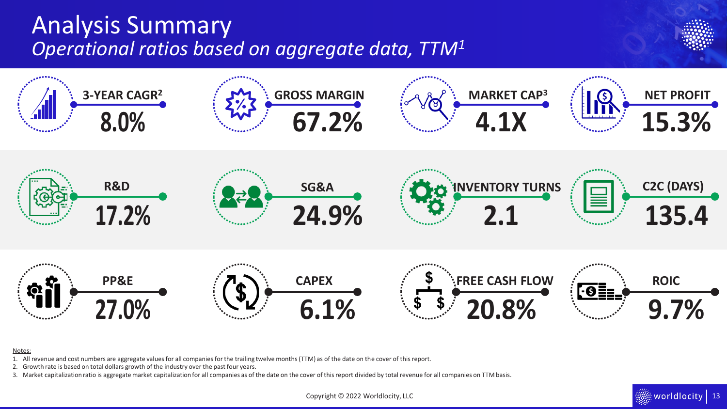# Analysis Summary

*Operational ratios based on aggregate data, TTM[1]*

| 3-YEAR CAGR[2] | GROSS MARGIN | MARKET CAP[3] | NET PROFIT |
|---|---|---|---|
| 8.0% | 67.2% | 4.1X | 15.3% |

| R&D | SG&A | INVENTORY TURNS | C2C (DAYS) |
|---|---|---|---|
| 17.2% | 24.9% | 2.1 | 135.4 |

| PP&E | CAPEX | FREE CASH FLOW | ROIC |
|---|---|---|---|
| 27.0% | 6.1% | 20.8% | 9.7% |

Notes:

1. All revenue and cost numbers are aggregate values for all companies for the trailing twelve months (TTM) as of the date on the cover of this report.
2. Growth rate is based on total dollars growth of the industry over the past four years.
3. Market capitalization ratio is aggregate market capitalization for all companies as of the date on the cover of this report divided by total revenue for all companies on TTM basis.

Copyright © 2022 Worldlocity, LLC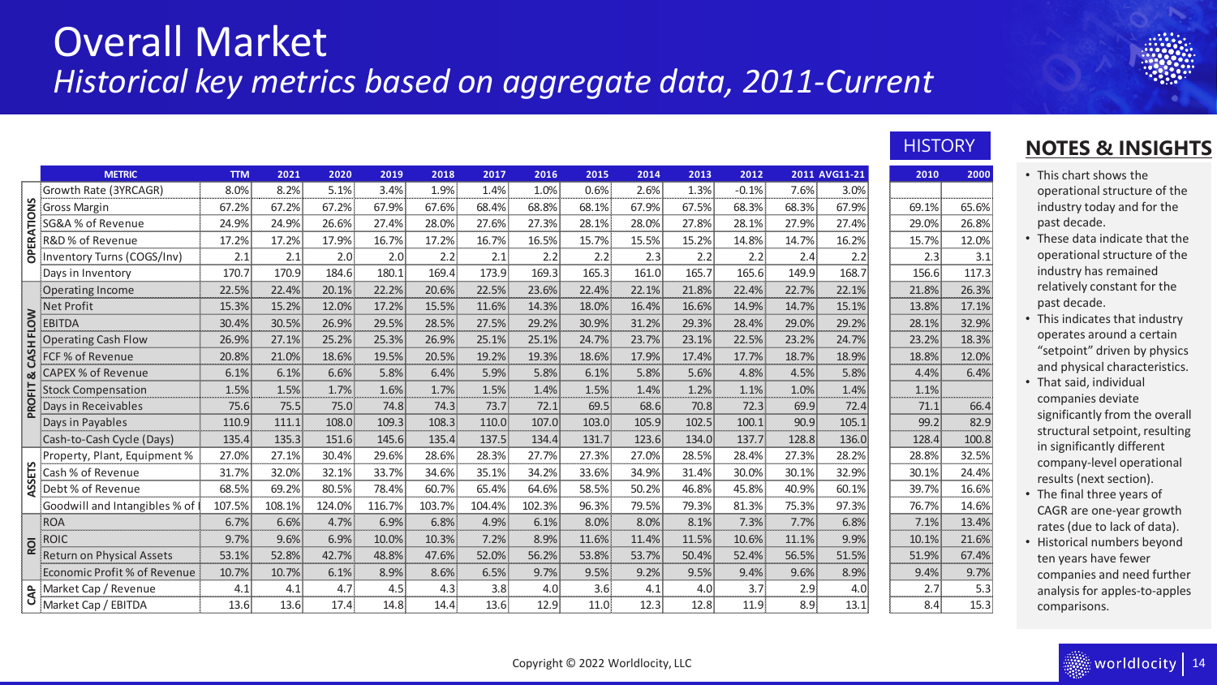# Overall Market

*Historical key metrics based on aggregate data, 2011-Current*

| | METRIC | TTM | 2021 | 2020 | 2019 | 2018 | 2017 | 2016 | 2015 | 2014 | 2013 | 2012 | 2011 | AVG11-21 | HISTORY 2010 | HISTORY 2000 |
|---|---|---|---|---|---|---|---|---|---|---|---|---|---|---|---|---|
| OPERATIONS | Growth Rate (3YRCAGR) | 8.0% | 8.2% | 5.1% | 3.4% | 1.9% | 1.4% | 1.0% | 0.6% | 2.6% | 1.3% | -0.1% | 7.6% | 3.0% | | |
| OPERATIONS | Gross Margin | 67.2% | 67.2% | 67.2% | 67.9% | 67.6% | 68.4% | 68.8% | 68.1% | 67.9% | 67.5% | 68.3% | 68.3% | 67.9% | 69.1% | 65.6% |
| OPERATIONS | SG&A % of Revenue | 24.9% | 24.9% | 26.6% | 27.4% | 28.0% | 27.6% | 27.3% | 28.1% | 28.0% | 27.8% | 28.1% | 27.9% | 27.4% | 29.0% | 26.8% |
| OPERATIONS | R&D % of Revenue | 17.2% | 17.2% | 17.9% | 16.7% | 17.2% | 16.7% | 16.5% | 15.7% | 15.5% | 15.2% | 14.8% | 14.7% | 16.2% | 15.7% | 12.0% |
| OPERATIONS | Inventory Turns (COGS/Inv) | 2.1 | 2.1 | 2.0 | 2.0 | 2.2 | 2.1 | 2.2 | 2.2 | 2.3 | 2.2 | 2.2 | 2.4 | 2.2 | 2.3 | 3.1 |
| OPERATIONS | Days in Inventory | 170.7 | 170.9 | 184.6 | 180.1 | 169.4 | 173.9 | 169.3 | 165.3 | 161.0 | 165.7 | 165.6 | 149.9 | 168.7 | 156.6 | 117.3 |
| PROFIT & CASH FLOW | Operating Income | 22.5% | 22.4% | 20.1% | 22.2% | 20.6% | 22.5% | 23.6% | 22.4% | 22.1% | 21.8% | 22.4% | 22.7% | 22.1% | 21.8% | 26.3% |
| PROFIT & CASH FLOW | Net Profit | 15.3% | 15.2% | 12.0% | 17.2% | 15.5% | 11.6% | 14.3% | 18.0% | 16.4% | 16.6% | 14.9% | 14.7% | 15.1% | 13.8% | 17.1% |
| PROFIT & CASH FLOW | EBITDA | 30.4% | 30.5% | 26.9% | 29.5% | 28.5% | 27.5% | 29.2% | 30.9% | 31.2% | 29.3% | 28.4% | 29.0% | 29.2% | 28.1% | 32.9% |
| PROFIT & CASH FLOW | Operating Cash Flow | 26.9% | 27.1% | 25.2% | 25.3% | 26.9% | 25.1% | 25.1% | 24.7% | 23.7% | 23.1% | 22.5% | 23.2% | 24.7% | 23.2% | 18.3% |
| PROFIT & CASH FLOW | FCF % of Revenue | 20.8% | 21.0% | 18.6% | 19.5% | 20.5% | 19.2% | 19.3% | 18.6% | 17.9% | 17.4% | 17.7% | 18.7% | 18.9% | 18.8% | 12.0% |
| PROFIT & CASH FLOW | CAPEX % of Revenue | 6.1% | 6.1% | 6.6% | 5.8% | 6.4% | 5.9% | 5.8% | 6.1% | 5.8% | 5.6% | 4.8% | 4.5% | 5.8% | 4.4% | 6.4% |
| PROFIT & CASH FLOW | Stock Compensation | 1.5% | 1.5% | 1.7% | 1.6% | 1.7% | 1.5% | 1.4% | 1.5% | 1.4% | 1.2% | 1.1% | 1.0% | 1.4% | 1.1% | |
| PROFIT & CASH FLOW | Days in Receivables | 75.6 | 75.5 | 75.0 | 74.8 | 74.3 | 73.7 | 72.1 | 69.5 | 68.6 | 70.8 | 72.3 | 69.9 | 72.4 | 71.1 | 66.4 |
| PROFIT & CASH FLOW | Days in Payables | 110.9 | 111.1 | 108.0 | 109.3 | 108.3 | 110.0 | 107.0 | 103.0 | 105.9 | 102.5 | 100.1 | 90.9 | 105.1 | 99.2 | 82.9 |
| PROFIT & CASH FLOW | Cash-to-Cash Cycle (Days) | 135.4 | 135.3 | 151.6 | 145.6 | 135.4 | 137.5 | 134.4 | 131.7 | 123.6 | 134.0 | 137.7 | 128.8 | 136.0 | 128.4 | 100.8 |
| ASSETS | Property, Plant, Equipment % | 27.0% | 27.1% | 30.4% | 29.6% | 28.6% | 28.3% | 27.7% | 27.3% | 27.0% | 28.5% | 28.4% | 27.3% | 28.2% | 28.8% | 32.5% |
| ASSETS | Cash % of Revenue | 31.7% | 32.0% | 32.1% | 33.7% | 34.6% | 35.1% | 34.2% | 33.6% | 34.9% | 31.4% | 30.0% | 30.1% | 32.9% | 30.1% | 24.4% |
| ASSETS | Debt % of Revenue | 68.5% | 69.2% | 80.5% | 78.4% | 60.7% | 65.4% | 64.6% | 58.5% | 50.2% | 46.8% | 45.8% | 40.9% | 60.1% | 39.7% | 16.6% |
| ASSETS | Goodwill and Intangibles % of | 107.5% | 108.1% | 124.0% | 116.7% | 103.7% | 104.4% | 102.3% | 96.3% | 79.5% | 79.3% | 81.3% | 75.3% | 97.3% | 76.7% | 14.6% |
| ROI | ROA | 6.7% | 6.6% | 4.7% | 6.9% | 6.8% | 4.9% | 6.1% | 8.0% | 8.0% | 8.1% | 7.3% | 7.7% | 6.8% | 7.1% | 13.4% |
| ROI | ROIC | 9.7% | 9.6% | 6.9% | 10.0% | 10.3% | 7.2% | 8.9% | 11.6% | 11.4% | 11.5% | 10.6% | 11.1% | 9.9% | 10.1% | 21.6% |
| ROI | Return on Physical Assets | 53.1% | 52.8% | 42.7% | 48.8% | 47.6% | 52.0% | 56.2% | 53.8% | 53.7% | 50.4% | 52.4% | 56.5% | 51.5% | 51.9% | 67.4% |
| ROI | Economic Profit % of Revenue | 10.7% | 10.7% | 6.1% | 8.9% | 8.6% | 6.5% | 9.7% | 9.5% | 9.2% | 9.5% | 9.4% | 9.6% | 8.9% | 9.4% | 9.7% |
| CAP | Market Cap / Revenue | 4.1 | 4.1 | 4.7 | 4.5 | 4.3 | 3.8 | 4.0 | 3.6 | 4.1 | 4.0 | 3.7 | 2.9 | 4.0 | 2.7 | 5.3 |
| CAP | Market Cap / EBITDA | 13.6 | 13.6 | 17.4 | 14.8 | 14.4 | 13.6 | 12.9 | 11.0 | 12.3 | 12.8 | 11.9 | 8.9 | 13.1 | 8.4 | 15.3 |

## NOTES & INSIGHTS

- This chart shows the operational structure of the industry today and for the past decade.
- These data indicate that the operational structure of the industry has remained relatively constant for the past decade.
- This indicates that industry operates around a certain "setpoint" driven by physics and physical characteristics.
- That said, individual companies deviate significantly from the overall structural setpoint, resulting in significantly different company-level operational results (next section).
- The final three years of CAGR are one-year growth rates (due to lack of data).
- Historical numbers beyond ten years have fewer companies and need further analysis for apples-to-apples comparisons.

Copyright © 2022 Worldlocity, LLC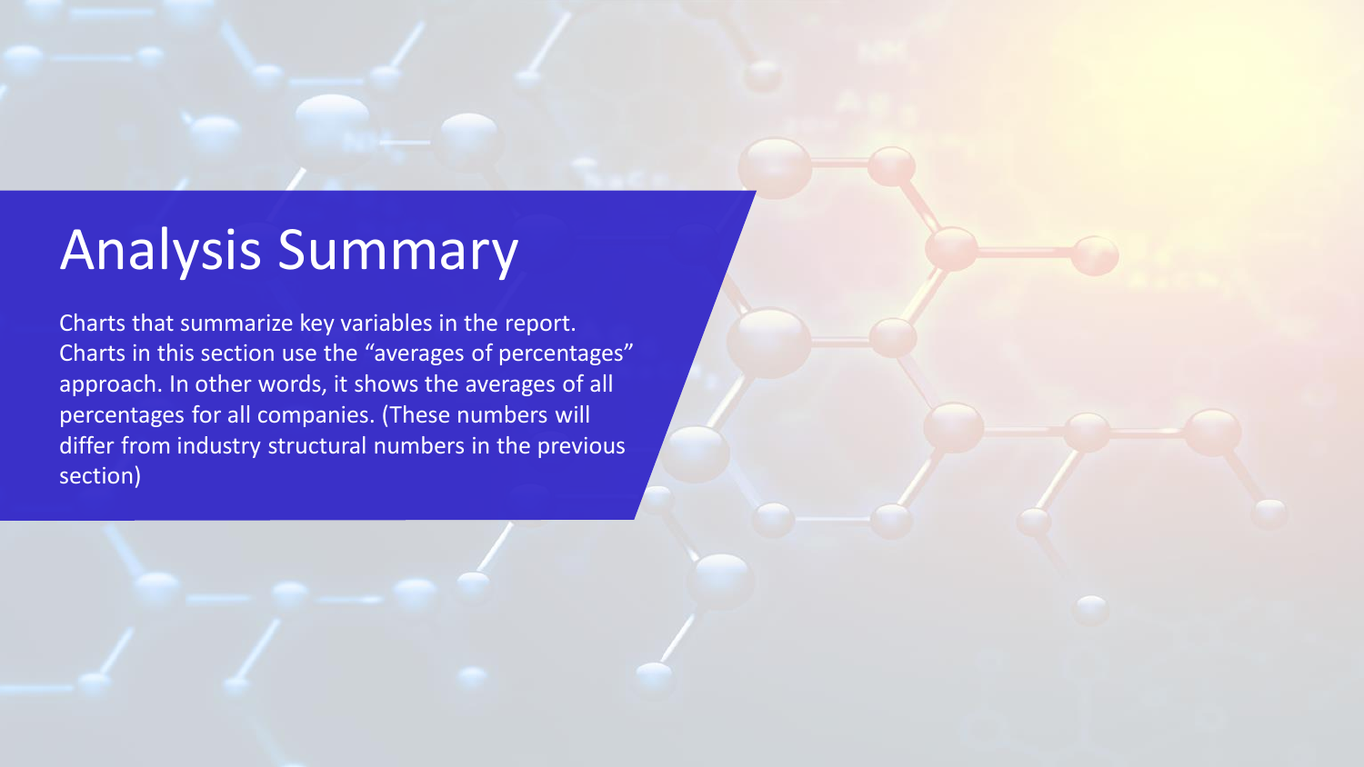# Analysis Summary

Charts that summarize key variables in the report. Charts in this section use the “averages of percentages” approach. In other words, it shows the averages of all percentages for all companies. (These numbers will differ from industry structural numbers in the previous section)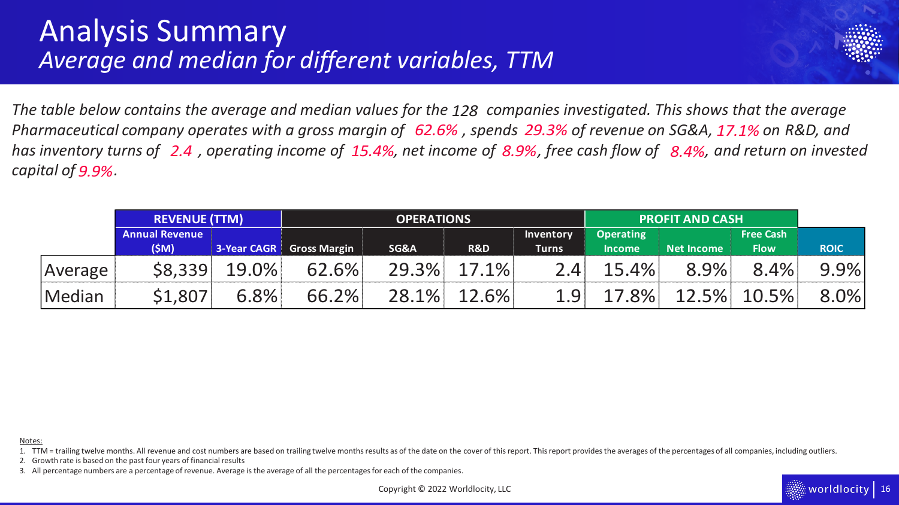# Analysis Summary

## *Average and median for different variables, TTM*

*The table below contains the average and median values for the 128 companies investigated. This shows that the average Pharmaceutical company operates with a gross margin of 62.6%, spends 29.3% of revenue on SG&A, 17.1% on R&D, and has inventory turns of 2.4, operating income of 15.4%, net income of 8.9%, free cash flow of 8.4%, and return on invested capital of 9.9%.*

| | REVENUE (TTM) | | OPERATIONS | | | | PROFIT AND CASH | | | |
|---|---|---|---|---|---|---|---|---|---|---|
| | Annual Revenue ($M) | 3-Year CAGR | Gross Margin | SG&A | R&D | Inventory Turns | Operating Income | Net Income | Free Cash Flow | ROIC |
| Average | $8,339 | 19.0% | 62.6% | 29.3% | 17.1% | 2.4 | 15.4% | 8.9% | 8.4% | 9.9% |
| Median | $1,807 | 6.8% | 66.2% | 28.1% | 12.6% | 1.9 | 17.8% | 12.5% | 10.5% | 8.0% |

Notes:

1. TTM = trailing twelve months. All revenue and cost numbers are based on trailing twelve months results as of the date on the cover of this report. This report provides the averages of the percentages of all companies, including outliers.
2. Growth rate is based on the past four years of financial results
3. All percentage numbers are a percentage of revenue. Average is the average of all the percentages for each of the companies.

Copyright © 2022 Worldlocity, LLC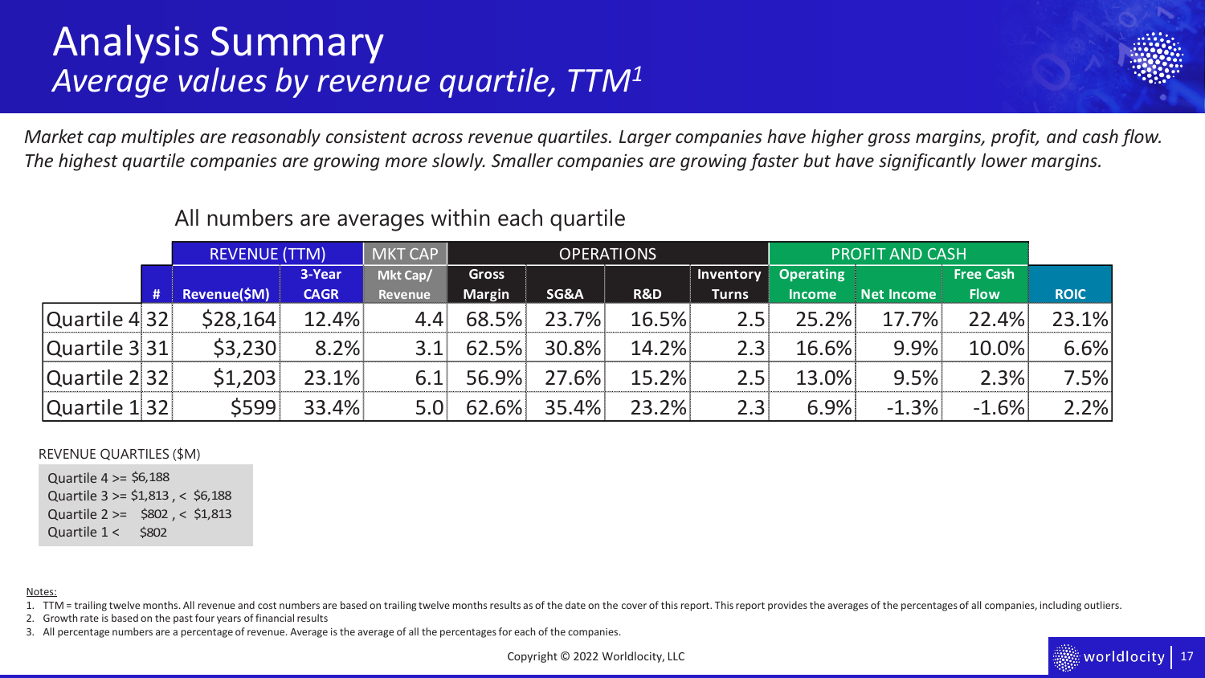# Analysis Summary

## *Average values by revenue quartile, TTM[1]*

*Market cap multiples are reasonably consistent across revenue quartiles. Larger companies have higher gross margins, profit, and cash flow. The highest quartile companies are growing more slowly. Smaller companies are growing faster but have significantly lower margins.*

All numbers are averages within each quartile

| | | REVENUE (TTM) | | MKT CAP | OPERATIONS | | | | PROFIT AND CASH | | | |
|---|---|---|---|---|---|---|---|---|---|---|---|---|
| | # | Revenue($M) | 3-Year CAGR | Mkt Cap/ Revenue | Gross Margin | SG&A | R&D | Inventory Turns | Operating Income | Net Income | Free Cash Flow | ROIC |
| Quartile 4 | 32 | $28,164 | 12.4% | 4.4 | 68.5% | 23.7% | 16.5% | 2.5 | 25.2% | 17.7% | 22.4% | 23.1% |
| Quartile 3 | 31 | $3,230 | 8.2% | 3.1 | 62.5% | 30.8% | 14.2% | 2.3 | 16.6% | 9.9% | 10.0% | 6.6% |
| Quartile 2 | 32 | $1,203 | 23.1% | 6.1 | 56.9% | 27.6% | 15.2% | 2.5 | 13.0% | 9.5% | 2.3% | 7.5% |
| Quartile 1 | 32 | $599 | 33.4% | 5.0 | 62.6% | 35.4% | 23.2% | 2.3 | 6.9% | -1.3% | -1.6% | 2.2% |

REVENUE QUARTILES ($M)

- Quartile 4 >= $6,188
- Quartile 3 >= $1,813 , < $6,188
- Quartile 2 >= $802 , < $1,813
- Quartile 1 < $802

Notes:

1. TTM = trailing twelve months. All revenue and cost numbers are based on trailing twelve months results as of the date on the cover of this report. This report provides the averages of the percentages of all companies, including outliers.
2. Growth rate is based on the past four years of financial results
3. All percentage numbers are a percentage of revenue. Average is the average of all the percentages for each of the companies.

Copyright © 2022 Worldlocity, LLC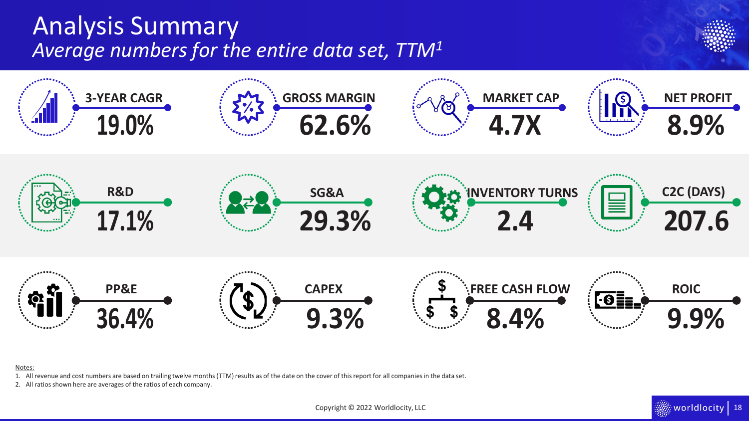# Analysis Summary

*Average numbers for the entire data set, TTM[1]*

| Metric | Value |
|---|---|
| 3-YEAR CAGR | 19.0% |
| GROSS MARGIN | 62.6% |
| MARKET CAP | 4.7X |
| NET PROFIT | 8.9% |
| R&D | 17.1% |
| SG&A | 29.3% |
| INVENTORY TURNS | 2.4 |
| C2C (DAYS) | 207.6 |
| PP&E | 36.4% |
| CAPEX | 9.3% |
| FREE CASH FLOW | 8.4% |
| ROIC | 9.9% |

Notes:

1. All revenue and cost numbers are based on trailing twelve months (TTM) results as of the date on the cover of this report for all companies in the data set.
2. All ratios shown here are averages of the ratios of each company.

Copyright © 2022 Worldlocity, LLC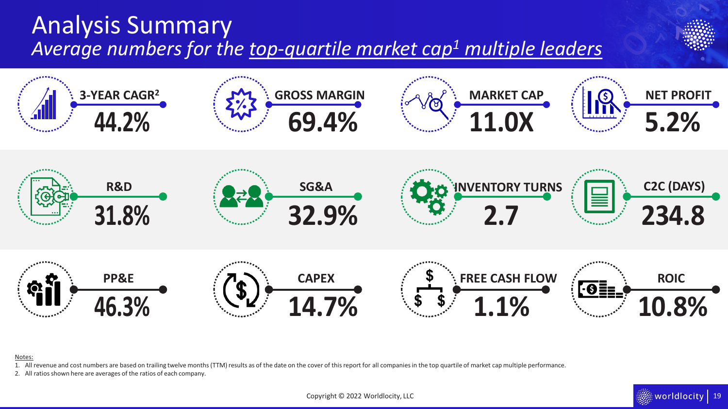# Analysis Summary

*Average numbers for the top-quartile market cap[1] multiple leaders*

| Metric | Value |
|---|---|
| 3-YEAR CAGR[2] | 44.2% |
| GROSS MARGIN | 69.4% |
| MARKET CAP | 11.0X |
| NET PROFIT | 5.2% |
| R&D | 31.8% |
| SG&A | 32.9% |
| INVENTORY TURNS | 2.7 |
| C2C (DAYS) | 234.8 |
| PP&E | 46.3% |
| CAPEX | 14.7% |
| FREE CASH FLOW | 1.1% |
| ROIC | 10.8% |

Notes:

1. All revenue and cost numbers are based on trailing twelve months (TTM) results as of the date on the cover of this report for all companies in the top quartile of market cap multiple performance.
2. All ratios shown here are averages of the ratios of each company.

Copyright © 2022 Worldlocity, LLC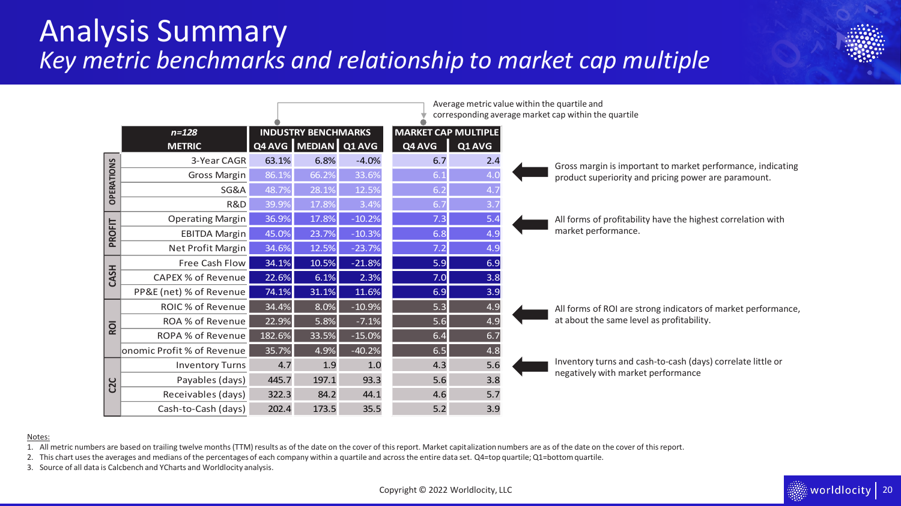# Analysis Summary

## *Key metric benchmarks and relationship to market cap multiple*

Average metric value within the quartile and corresponding average market cap within the quartile

| | *n=128* | INDUSTRY BENCHMARKS | | | MARKET CAP MULTIPLE | |
|---|---|---|---|---|---|---|
| | METRIC | Q4 AVG | MEDIAN | Q1 AVG | Q4 AVG | Q1 AVG |
| OPERATIONS | 3-Year CAGR | 63.1% | 6.8% | -4.0% | 6.7 | 2.4 |
| OPERATIONS | Gross Margin | 86.1% | 66.2% | 33.6% | 6.1 | 4.0 |
| OPERATIONS | SG&A | 48.7% | 28.1% | 12.5% | 6.2 | 4.7 |
| OPERATIONS | R&D | 39.9% | 17.8% | 3.4% | 6.7 | 3.7 |
| PROFIT | Operating Margin | 36.9% | 17.8% | -10.2% | 7.3 | 5.4 |
| PROFIT | EBITDA Margin | 45.0% | 23.7% | -10.3% | 6.8 | 4.9 |
| PROFIT | Net Profit Margin | 34.6% | 12.5% | -23.7% | 7.2 | 4.9 |
| CASH | Free Cash Flow | 34.1% | 10.5% | -21.8% | 5.9 | 6.9 |
| CASH | CAPEX % of Revenue | 22.6% | 6.1% | 2.3% | 7.0 | 3.8 |
| CASH | PP&E (net) % of Revenue | 74.1% | 31.1% | 11.6% | 6.9 | 3.9 |
| ROI | ROIC % of Revenue | 34.4% | 8.0% | -10.9% | 5.3 | 4.9 |
| ROI | ROA % of Revenue | 22.9% | 5.8% | -7.1% | 5.6 | 4.9 |
| ROI | ROPA % of Revenue | 182.6% | 33.5% | -15.0% | 6.4 | 6.7 |
| ROI | onomic Profit % of Revenue | 35.7% | 4.9% | -40.2% | 6.5 | 4.8 |
| C2C | Inventory Turns | 4.7 | 1.9 | 1.0 | 4.3 | 5.6 |
| C2C | Payables (days) | 445.7 | 197.1 | 93.3 | 5.6 | 3.8 |
| C2C | Receivables (days) | 322.3 | 84.2 | 44.1 | 4.6 | 5.7 |
| C2C | Cash-to-Cash (days) | 202.4 | 173.5 | 35.5 | 5.2 | 3.9 |

Gross margin is important to market performance, indicating product superiority and pricing power are paramount.

All forms of profitability have the highest correlation with market performance.

All forms of ROI are strong indicators of market performance, at about the same level as profitability.

Inventory turns and cash-to-cash (days) correlate little or negatively with market performance

Notes:

1. All metric numbers are based on trailing twelve months (TTM) results as of the date on the cover of this report. Market capitalization numbers are as of the date on the cover of this report.
2. This chart uses the averages and medians of the percentages of each company within a quartile and across the entire data set. Q4=top quartile; Q1=bottom quartile.
3. Source of all data is Calcbench and YCharts and Worldlocity analysis.

Copyright © 2022 Worldlocity, LLC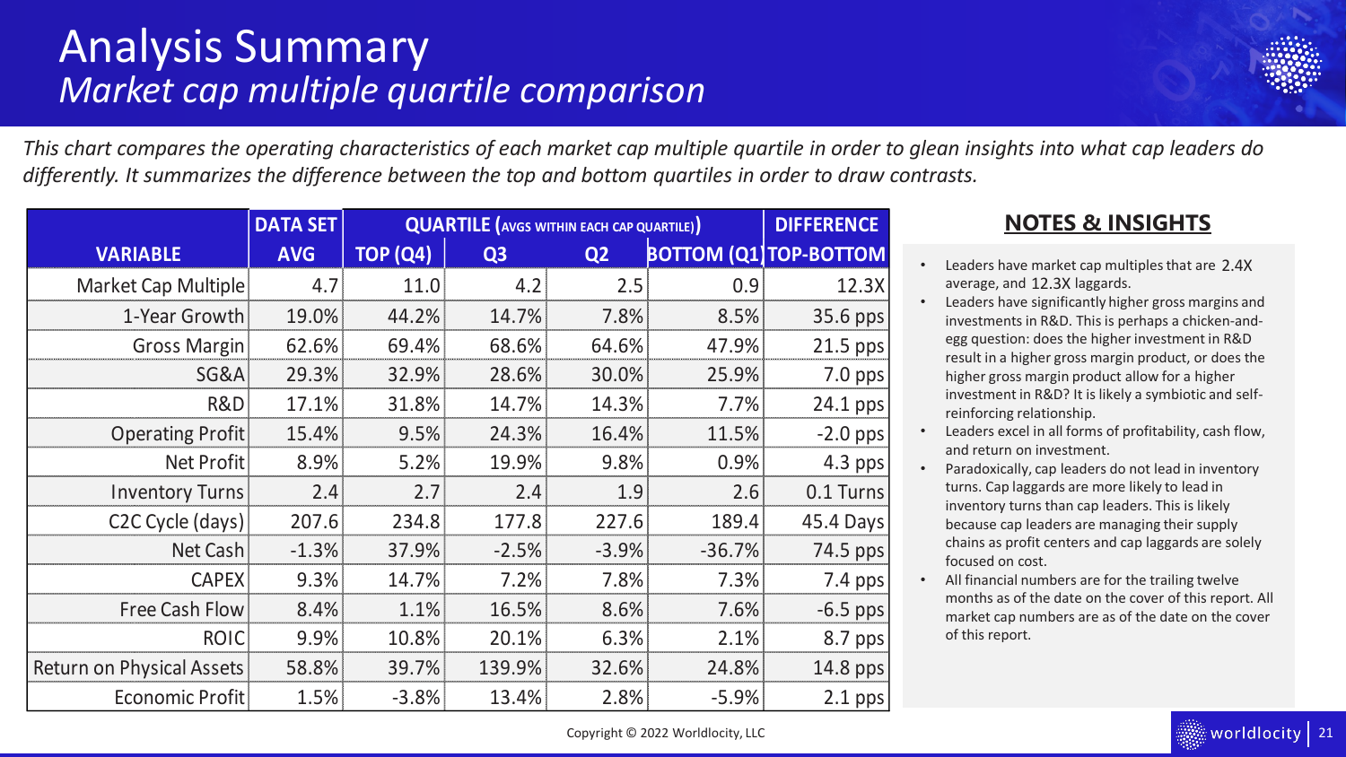# Analysis Summary

## *Market cap multiple quartile comparison*

*This chart compares the operating characteristics of each market cap multiple quartile in order to glean insights into what cap leaders do differently. It summarizes the difference between the top and bottom quartiles in order to draw contrasts.*

| | DATA SET | QUARTILE (AVGS WITHIN EACH CAP QUARTILE) | | | | DIFFERENCE |
|---|---|---|---|---|---|---|
| **VARIABLE** | **AVG** | **TOP (Q4)** | **Q3** | **Q2** | **BOTTOM (Q1)** | **TOP-BOTTOM** |
| Market Cap Multiple | 4.7 | 11.0 | 4.2 | 2.5 | 0.9 | 12.3X |
| 1-Year Growth | 19.0% | 44.2% | 14.7% | 7.8% | 8.5% | 35.6 pps |
| Gross Margin | 62.6% | 69.4% | 68.6% | 64.6% | 47.9% | 21.5 pps |
| SG&A | 29.3% | 32.9% | 28.6% | 30.0% | 25.9% | 7.0 pps |
| R&D | 17.1% | 31.8% | 14.7% | 14.3% | 7.7% | 24.1 pps |
| Operating Profit | 15.4% | 9.5% | 24.3% | 16.4% | 11.5% | -2.0 pps |
| Net Profit | 8.9% | 5.2% | 19.9% | 9.8% | 0.9% | 4.3 pps |
| Inventory Turns | 2.4 | 2.7 | 2.4 | 1.9 | 2.6 | 0.1 Turns |
| C2C Cycle (days) | 207.6 | 234.8 | 177.8 | 227.6 | 189.4 | 45.4 Days |
| Net Cash | -1.3% | 37.9% | -2.5% | -3.9% | -36.7% | 74.5 pps |
| CAPEX | 9.3% | 14.7% | 7.2% | 7.8% | 7.3% | 7.4 pps |
| Free Cash Flow | 8.4% | 1.1% | 16.5% | 8.6% | 7.6% | -6.5 pps |
| ROIC | 9.9% | 10.8% | 20.1% | 6.3% | 2.1% | 8.7 pps |
| Return on Physical Assets | 58.8% | 39.7% | 139.9% | 32.6% | 24.8% | 14.8 pps |
| Economic Profit | 1.5% | -3.8% | 13.4% | 2.8% | -5.9% | 2.1 pps |

## NOTES & INSIGHTS

- Leaders have market cap multiples that are 2.4X average, and 12.3X laggards.
- Leaders have significantly higher gross margins and investments in R&D. This is perhaps a chicken-and-egg question: does the higher investment in R&D result in a higher gross margin product, or does the higher gross margin product allow for a higher investment in R&D? It is likely a symbiotic and self-reinforcing relationship.
- Leaders excel in all forms of profitability, cash flow, and return on investment.
- Paradoxically, cap leaders do not lead in inventory turns. Cap laggards are more likely to lead in inventory turns than cap leaders. This is likely because cap leaders are managing their supply chains as profit centers and cap laggards are solely focused on cost.
- All financial numbers are for the trailing twelve months as of the date on the cover of this report. All market cap numbers are as of the date on the cover of this report.

Copyright © 2022 Worldlocity, LLC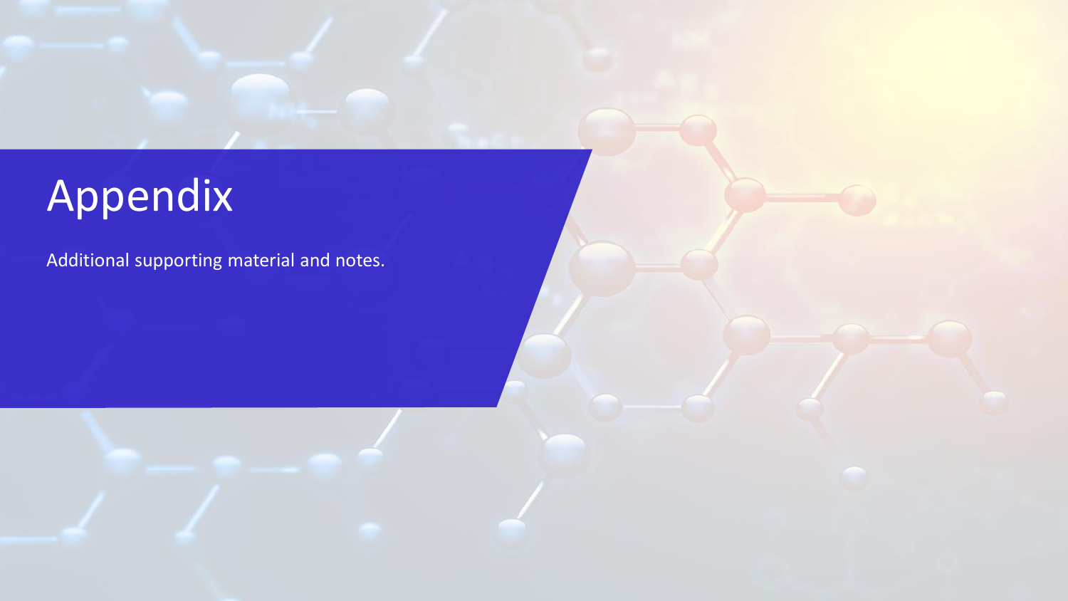# Appendix

Additional supporting material and notes.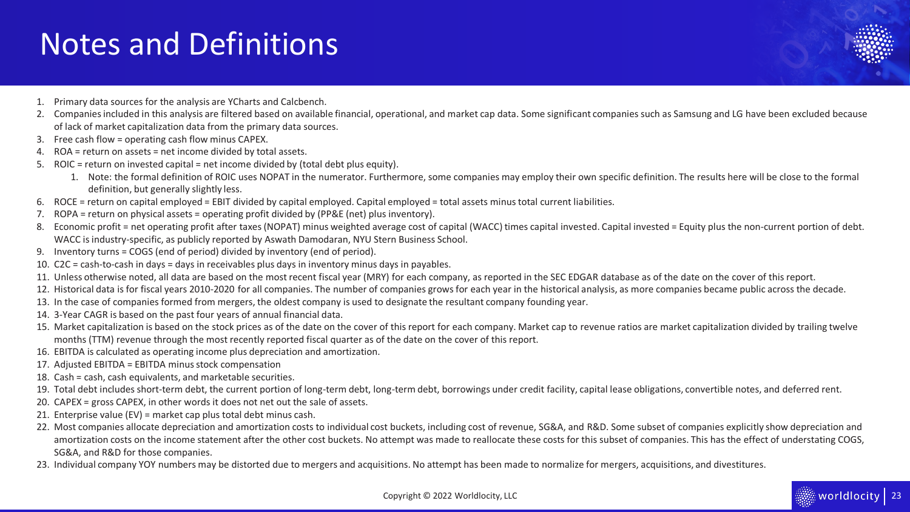# Notes and Definitions

1. Primary data sources for the analysis are YCharts and Calcbench.
2. Companies included in this analysis are filtered based on available financial, operational, and market cap data. Some significant companies such as Samsung and LG have been excluded because of lack of market capitalization data from the primary data sources.
3. Free cash flow = operating cash flow minus CAPEX.
4. ROA = return on assets = net income divided by total assets.
5. ROIC = return on invested capital = net income divided by (total debt plus equity).
    1. Note: the formal definition of ROIC uses NOPAT in the numerator. Furthermore, some companies may employ their own specific definition. The results here will be close to the formal definition, but generally slightly less.
6. ROCE = return on capital employed = EBIT divided by capital employed. Capital employed = total assets minus total current liabilities.
7. ROPA = return on physical assets = operating profit divided by (PP&E (net) plus inventory).
8. Economic profit = net operating profit after taxes (NOPAT) minus weighted average cost of capital (WACC) times capital invested. Capital invested = Equity plus the non-current portion of debt. WACC is industry-specific, as publicly reported by Aswath Damodaran, NYU Stern Business School.
9. Inventory turns = COGS (end of period) divided by inventory (end of period).
10. C2C = cash-to-cash in days = days in receivables plus days in inventory minus days in payables.
11. Unless otherwise noted, all data are based on the most recent fiscal year (MRY) for each company, as reported in the SEC EDGAR database as of the date on the cover of this report.
12. Historical data is for fiscal years 2010-2020 for all companies. The number of companies grows for each year in the historical analysis, as more companies became public across the decade.
13. In the case of companies formed from mergers, the oldest company is used to designate the resultant company founding year.
14. 3-Year CAGR is based on the past four years of annual financial data.
15. Market capitalization is based on the stock prices as of the date on the cover of this report for each company. Market cap to revenue ratios are market capitalization divided by trailing twelve months (TTM) revenue through the most recently reported fiscal quarter as of the date on the cover of this report.
16. EBITDA is calculated as operating income plus depreciation and amortization.
17. Adjusted EBITDA = EBITDA minus stock compensation
18. Cash = cash, cash equivalents, and marketable securities.
19. Total debt includes short-term debt, the current portion of long-term debt, long-term debt, borrowings under credit facility, capital lease obligations, convertible notes, and deferred rent.
20. CAPEX = gross CAPEX, in other words it does not net out the sale of assets.
21. Enterprise value (EV) = market cap plus total debt minus cash.
22. Most companies allocate depreciation and amortization costs to individual cost buckets, including cost of revenue, SG&A, and R&D. Some subset of companies explicitly show depreciation and amortization costs on the income statement after the other cost buckets. No attempt was made to reallocate these costs for this subset of companies. This has the effect of understating COGS, SG&A, and R&D for those companies.
23. Individual company YOY numbers may be distorted due to mergers and acquisitions. No attempt has been made to normalize for mergers, acquisitions, and divestitures.

Copyright © 2022 Worldlocity, LLC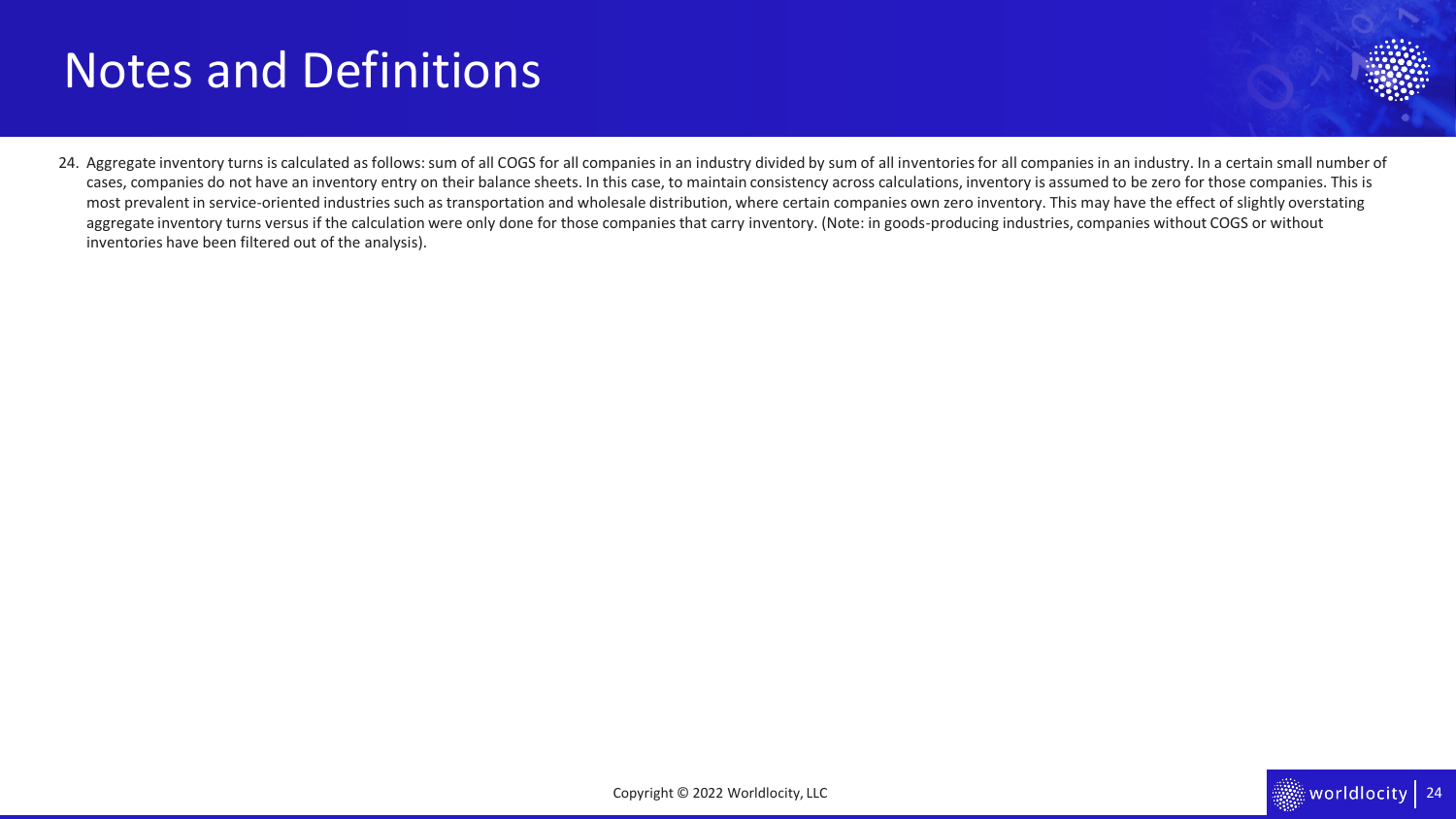# Notes and Definitions

24. Aggregate inventory turns is calculated as follows: sum of all COGS for all companies in an industry divided by sum of all inventories for all companies in an industry. In a certain small number of cases, companies do not have an inventory entry on their balance sheets. In this case, to maintain consistency across calculations, inventory is assumed to be zero for those companies. This is most prevalent in service-oriented industries such as transportation and wholesale distribution, where certain companies own zero inventory. This may have the effect of slightly overstating aggregate inventory turns versus if the calculation were only done for those companies that carry inventory. (Note: in goods-producing industries, companies without COGS or without inventories have been filtered out of the analysis).

Copyright © 2022 Worldlocity, LLC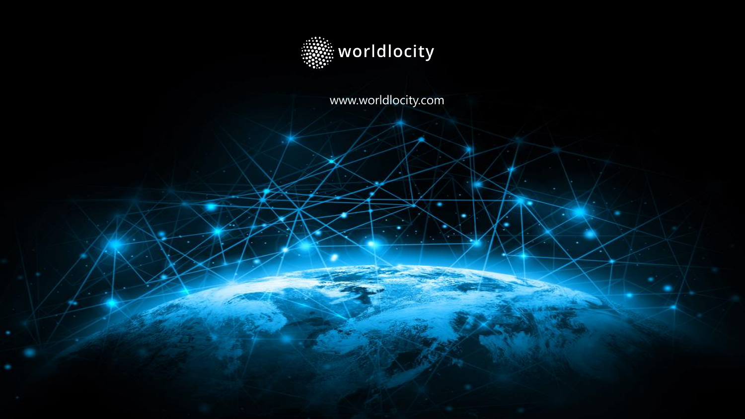worldlocity

www.worldlocity.com